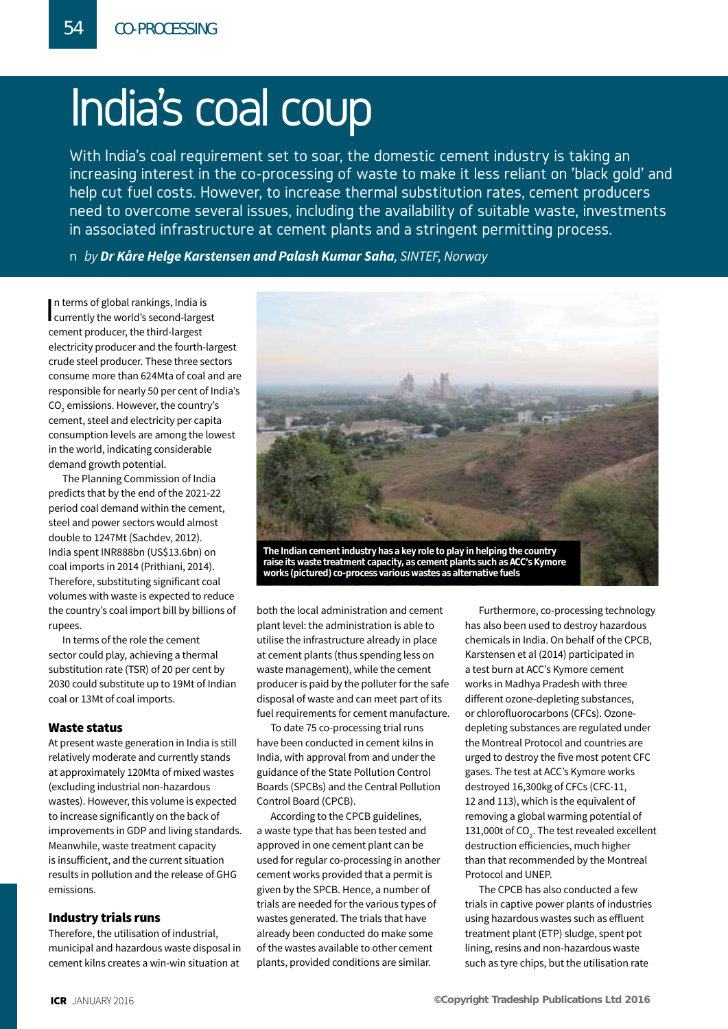# India's coal coup

With India's coal requirement set to soar, the domestic cement industry is taking an increasing interest in the co-processing of waste to make it less reliant on 'black gold' and help cut fuel costs. However, to increase thermal substitution rates, cement producers need to overcome several issues, including the availability of suitable waste, investments in associated infrastructure at cement plants and a stringent permitting process.

*by* ***Dr Kåre Helge Karstensen and Palash Kumar Saha****, SINTEF, Norway*

In terms of global rankings, India is currently the world's second-largest cement producer, the third-largest electricity producer and the fourth-largest crude steel producer. These three sectors consume more than 624Mta of coal and are responsible for nearly 50 per cent of India's $CO_2$ emissions. However, the country's cement, steel and electricity per capita consumption levels are among the lowest in the world, indicating considerable demand growth potential.

The Planning Commission of India predicts that by the end of the 2021-22 period coal demand within the cement, steel and power sectors would almost double to 1247Mt (Sachdev, 2012). India spent INR888bn (US$13.6bn) on coal imports in 2014 (Prithiani, 2014). Therefore, substituting significant coal volumes with waste is expected to reduce the country's coal import bill by billions of rupees.

In terms of the role the cement sector could play, achieving a thermal substitution rate (TSR) of 20 per cent by 2030 could substitute up to 19Mt of Indian coal or 13Mt of coal imports.

**The Indian cement industry has a key role to play in helping the country raise its waste treatment capacity, as cement plants such as ACC's Kymore works (pictured) co-process various wastes as alternative fuels**

### Waste status

At present waste generation in India is still relatively moderate and currently stands at approximately 120Mta of mixed wastes (excluding industrial non-hazardous wastes). However, this volume is expected to increase significantly on the back of improvements in GDP and living standards. Meanwhile, waste treatment capacity is insufficient, and the current situation results in pollution and the release of GHG emissions.

### Industry trials runs

Therefore, the utilisation of industrial, municipal and hazardous waste disposal in cement kilns creates a win-win situation at both the local administration and cement plant level: the administration is able to utilise the infrastructure already in place at cement plants (thus spending less on waste management), while the cement producer is paid by the polluter for the safe disposal of waste and can meet part of its fuel requirements for cement manufacture.

To date 75 co-processing trial runs have been conducted in cement kilns in India, with approval from and under the guidance of the State Pollution Control Boards (SPCBs) and the Central Pollution Control Board (CPCB).

According to the CPCB guidelines, a waste type that has been tested and approved in one cement plant can be used for regular co-processing in another cement works provided that a permit is given by the SPCB. Hence, a number of trials are needed for the various types of wastes generated. The trials that have already been conducted do make some of the wastes available to other cement plants, provided conditions are similar.

Furthermore, co-processing technology has also been used to destroy hazardous chemicals in India. On behalf of the CPCB, Karstensen et al (2014) participated in a test burn at ACC's Kymore cement works in Madhya Pradesh with three different ozone-depleting substances, or chlorofluorocarbons (CFCs). Ozone-depleting substances are regulated under the Montreal Protocol and countries are urged to destroy the five most potent CFC gases. The test at ACC's Kymore works destroyed 16,300kg of CFCs (CFC-11, 12 and 113), which is the equivalent of removing a global warming potential of 131,000t of $CO_2$. The test revealed excellent destruction efficiencies, much higher than that recommended by the Montreal Protocol and UNEP.

The CPCB has also conducted a few trials in captive power plants of industries using hazardous wastes such as effluent treatment plant (ETP) sludge, spent pot lining, resins and non-hazardous waste such as tyre chips, but the utilisation rate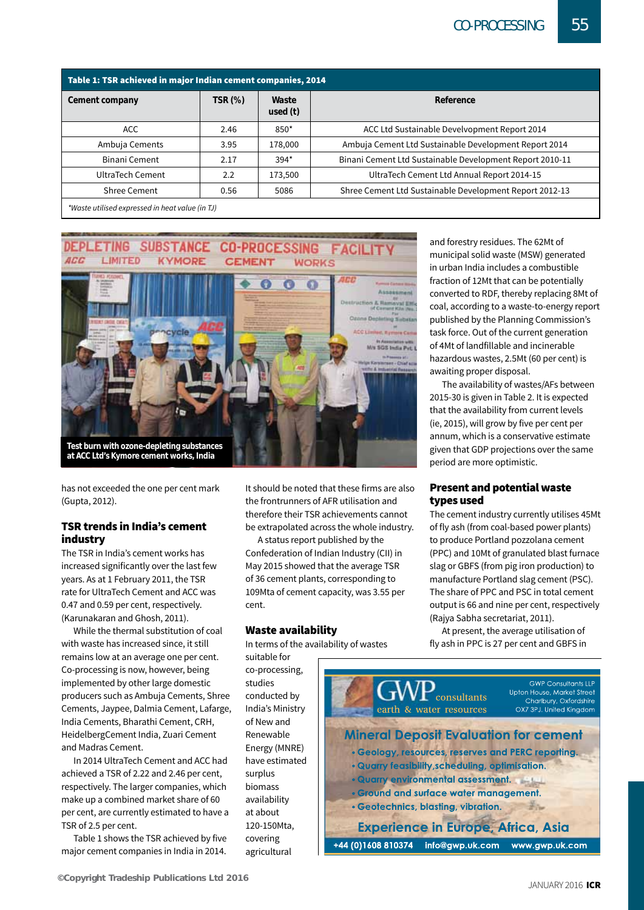**Table 1: TSR achieved in major Indian cement companies, 2014**

| Cement company | TSR (%) | Waste used (t) | Reference |
|---|---|---|---|
| ACC | 2.46 | 850* | ACC Ltd Sustainable Develvopment Report 2014 |
| Ambuja Cements | 3.95 | 178,000 | Ambuja Cement Ltd Sustainable Development Report 2014 |
| Binani Cement | 2.17 | 394* | Binani Cement Ltd Sustainable Development Report 2010-11 |
| UltraTech Cement | 2.2 | 173,500 | UltraTech Cement Ltd Annual Report 2014-15 |
| Shree Cement | 0.56 | 5086 | Shree Cement Ltd Sustainable Development Report 2012-13 |

*\*Waste utilised expressed in heat value (in TJ)*

**Test burn with ozone-depleting substances at ACC Ltd's Kymore cement works, India**

has not exceeded the one per cent mark (Gupta, 2012).

## TSR trends in India's cement industry

The TSR in India's cement works has increased significantly over the last few years. As at 1 February 2011, the TSR rate for UltraTech Cement and ACC was 0.47 and 0.59 per cent, respectively. (Karunakaran and Ghosh, 2011).

While the thermal substitution of coal with waste has increased since, it still remains low at an average one per cent. Co-processing is now, however, being implemented by other large domestic producers such as Ambuja Cements, Shree Cements, Jaypee, Dalmia Cement, Lafarge, India Cements, Bharathi Cement, CRH, HeidelbergCement India, Zuari Cement and Madras Cement.

In 2014 UltraTech Cement and ACC had achieved a TSR of 2.22 and 2.46 per cent, respectively. The larger companies, which make up a combined market share of 60 per cent, are currently estimated to have a TSR of 2.5 per cent.

Table 1 shows the TSR achieved by five major cement companies in India in 2014. It should be noted that these firms are also the frontrunners of AFR utilisation and therefore their TSR achievements cannot be extrapolated across the whole industry.

A status report published by the Confederation of Indian Industry (CII) in May 2015 showed that the average TSR of 36 cement plants, corresponding to 109Mta of cement capacity, was 3.55 per cent.

## Waste availability

In terms of the availability of wastes suitable for co-processing, studies conducted by India's Ministry of New and Renewable Energy (MNRE) have estimated surplus biomass availability at about 120-150Mta, covering agricultural and forestry residues. The 62Mt of municipal solid waste (MSW) generated in urban India includes a combustible fraction of 12Mt that can be potentially converted to RDF, thereby replacing 8Mt of coal, according to a waste-to-energy report published by the Planning Commission's task force. Out of the current generation of 4Mt of landfillable and incinerable hazardous wastes, 2.5Mt (60 per cent) is awaiting proper disposal.

The availability of wastes/AFs between 2015-30 is given in Table 2. It is expected that the availability from current levels (ie, 2015), will grow by five per cent per annum, which is a conservative estimate given that GDP projections over the same period are more optimistic.

## Present and potential waste types used

The cement industry currently utilises 45Mt of fly ash (from coal-based power plants) to produce Portland pozzolana cement (PPC) and 10Mt of granulated blast furnace slag or GBFS (from pig iron production) to manufacture Portland slag cement (PSC). The share of PPC and PSC in total cement output is 66 and nine per cent, respectively (Rajya Sabha secretariat, 2011).

At present, the average utilisation of fly ash in PPC is 27 per cent and GBFS in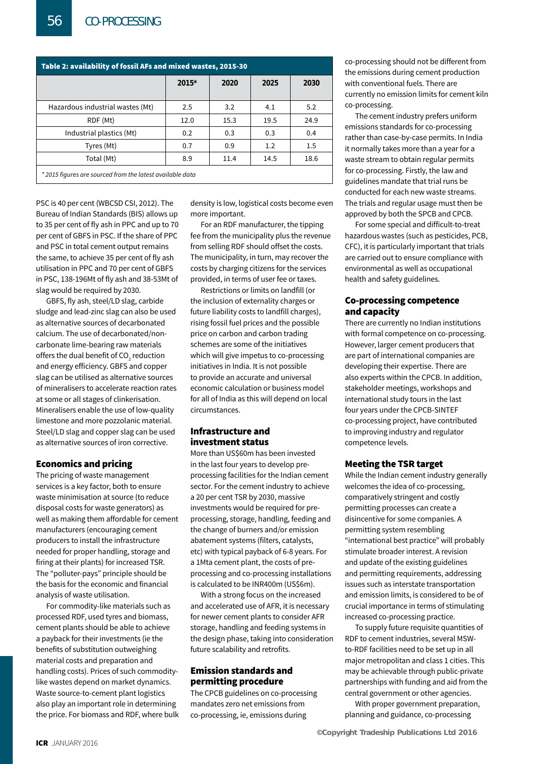**Table 2: availability of fossil AFs and mixed wastes, 2015-30**

| | 2015* | 2020 | 2025 | 2030 |
|---|---|---|---|---|
| Hazardous industrial wastes (Mt) | 2.5 | 3.2 | 4.1 | 5.2 |
| RDF (Mt) | 12.0 | 15.3 | 19.5 | 24.9 |
| Industrial plastics (Mt) | 0.2 | 0.3 | 0.3 | 0.4 |
| Tyres (Mt) | 0.7 | 0.9 | 1.2 | 1.5 |
| Total (Mt) | 8.9 | 11.4 | 14.5 | 18.6 |

*\* 2015 figures are sourced from the latest available data*

PSC is 40 per cent (WBCSD CSI, 2012). The Bureau of Indian Standards (BIS) allows up to 35 per cent of fly ash in PPC and up to 70 per cent of GBFS in PSC. If the share of PPC and PSC in total cement output remains the same, to achieve 35 per cent of fly ash utilisation in PPC and 70 per cent of GBFS in PSC, 138-196Mt of fly ash and 38-53Mt of slag would be required by 2030.

GBFS, fly ash, steel/LD slag, carbide sludge and lead-zinc slag can also be used as alternative sources of decarbonated calcium. The use of decarbonated/non-carbonate lime-bearing raw materials offers the dual benefit of $CO_2$ reduction and energy efficiency. GBFS and copper slag can be utilised as alternative sources of mineralisers to accelerate reaction rates at some or all stages of clinkerisation. Mineralisers enable the use of low-quality limestone and more pozzolanic material. Steel/LD slag and copper slag can be used as alternative sources of iron corrective.

## Economics and pricing

The pricing of waste management services is a key factor, both to ensure waste minimisation at source (to reduce disposal costs for waste generators) as well as making them affordable for cement manufacturers (encouraging cement producers to install the infrastructure needed for proper handling, storage and firing at their plants) for increased TSR. The "polluter-pays" principle should be the basis for the economic and financial analysis of waste utilisation.

For commodity-like materials such as processed RDF, used tyres and biomass, cement plants should be able to achieve a payback for their investments (ie the benefits of substitution outweighing material costs and preparation and handling costs). Prices of such commodity-like wastes depend on market dynamics. Waste source-to-cement plant logistics also play an important role in determining the price. For biomass and RDF, where bulk density is low, logistical costs become even more important.

For an RDF manufacturer, the tipping fee from the municipality plus the revenue from selling RDF should offset the costs. The municipality, in turn, may recover the costs by charging citizens for the services provided, in terms of user fee or taxes.

Restrictions or limits on landfill (or the inclusion of externality charges or future liability costs to landfill charges), rising fossil fuel prices and the possible price on carbon and carbon trading schemes are some of the initiatives which will give impetus to co-processing initiatives in India. It is not possible to provide an accurate and universal economic calculation or business model for all of India as this will depend on local circumstances.

## Infrastructure and investment status

More than US$60m has been invested in the last four years to develop pre-processing facilities for the Indian cement sector. For the cement industry to achieve a 20 per cent TSR by 2030, massive investments would be required for pre-processing, storage, handling, feeding and the change of burners and/or emission abatement systems (filters, catalysts, etc) with typical payback of 6-8 years. For a 1Mta cement plant, the costs of pre-processing and co-processing installations is calculated to be INR400m (US$6m).

With a strong focus on the increased and accelerated use of AFR, it is necessary for newer cement plants to consider AFR storage, handling and feeding systems in the design phase, taking into consideration future scalability and retrofits.

## Emission standards and permitting procedure

The CPCB guidelines on co-processing mandates zero net emissions from co-processing, ie, emissions during co-processing should not be different from the emissions during cement production with conventional fuels. There are currently no emission limits for cement kiln co-processing.

The cement industry prefers uniform emissions standards for co-processing rather than case-by-case permits. In India it normally takes more than a year for a waste stream to obtain regular permits for co-processing. Firstly, the law and guidelines mandate that trial runs be conducted for each new waste streams. The trials and regular usage must then be approved by both the SPCB and CPCB.

For some special and difficult-to-treat hazardous wastes (such as pesticides, PCB, CFC), it is particularly important that trials are carried out to ensure compliance with environmental as well as occupational health and safety guidelines.

## Co-processing competence and capacity

There are currently no Indian institutions with formal competence on co-processing. However, larger cement producers that are part of international companies are developing their expertise. There are also experts within the CPCB. In addition, stakeholder meetings, workshops and international study tours in the last four years under the CPCB-SINTEF co-processing project, have contributed to improving industry and regulator competence levels.

## Meeting the TSR target

While the Indian cement industry generally welcomes the idea of co-processing, comparatively stringent and costly permitting processes can create a disincentive for some companies. A permitting system resembling "international best practice" will probably stimulate broader interest. A revision and update of the existing guidelines and permitting requirements, addressing issues such as interstate transportation and emission limits, is considered to be of crucial importance in terms of stimulating increased co-processing practice.

To supply future requisite quantities of RDF to cement industries, several MSW-to-RDF facilities need to be set up in all major metropolitan and class 1 cities. This may be achievable through public-private partnerships with funding and aid from the central government or other agencies.

With proper government preparation, planning and guidance, co-processing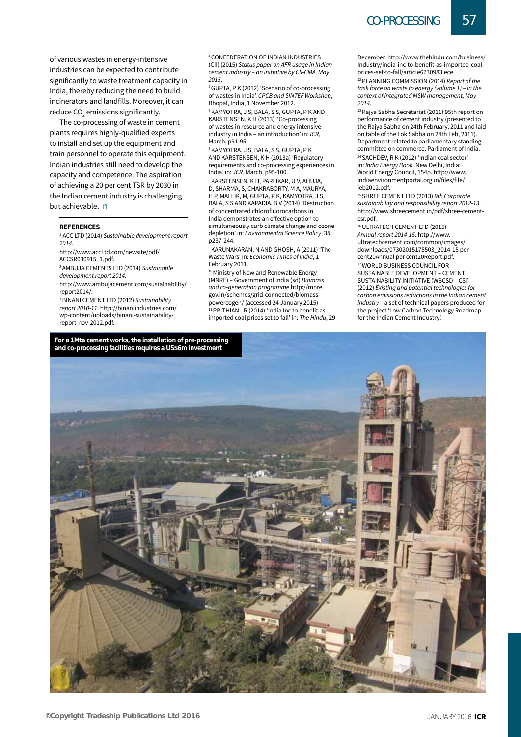of various wastes in energy-intensive industries can be expected to contribute significantly to waste treatment capacity in India, thereby reducing the need to build incinerators and landfills. Moreover, it can reduce $CO_2$ emissions significantly.

The co-processing of waste in cement plants requires highly-qualified experts to install and set up the equipment and train personnel to operate this equipment. Indian industries still need to develop the capacity and competence. The aspiration of achieving a 20 per cent TSR by 2030 in the Indian cement industry is challenging but achievable. ■

### REFERENCES

[1] ACC LTD (2014) *Sustainable development report 2014*. http://www.accLtd.com/newsite/pdf/ACCSR030915_1.pdf.

[2] AMBUJA CEMENTS LTD (2014) *Sustainable development report 2014.* http://www.ambujacement.com/sustainability/report2014/.

[3] BINANI CEMENT LTD (2012) *Sustainability report 2010-11*. http://binaniindustries.com/wp-content/uploads/binani-sustainability-report-nov-2012.pdf.

[4] CONFEDERATION OF INDIAN INDUSTRIES (CII) (2015) *Status paper on AFR usage in Indian cement industry – an initiative by CII-CMA, May 2015*.

[5] GUPTA, P K (2012) 'Scenario of co-processing of wastes in India'. *CPCB and SINTEF Workshop*, Bhopal, India, 1 November 2012.

[6] KAMYOTRA, J S, BALA, S S, GUPTA, P K AND KARSTENSEN, K H (2013) 'Co-processing of wastes in resource and energy intensive industry in India – an introduction' in: *ICR*, March, p91-95.

[7] KAMYOTRA, J S, BALA, S S, GUPTA, P K AND KARSTENSEN, K H (2013a) 'Regulatory requirements and co-processing experiences in India' in: *ICR*, March, p95-100.

[8] KARSTENSEN, K H, PARLIKAR, U V, AHUJA, D, SHARMA, S, CHAKRABORTY, M A, MAURYA, H P, MALLIK, M, GUPTA, P K, KAMYOTRA, J S, BALA, S S AND KAPADIA, B V (2014) 'Destruction of concentrated chlorofluorocarbons in India demonstrates an effective option to simultaneously curb climate change and ozone depletion' in: *Environmental Science Policy*, 38, p237-244.

[9] KARUNAKARAN, N AND GHOSH, A (2011) 'The Waste Wars' in: *Economic Times of India*, 1 February 2011.

[10] Ministry of New and Renewable Energy (MNRE) – Government of India (sd) *Biomass and co-generation programme* http://mnre.gov.in/schemes/grid-connected/biomass-powercogen/ (accessed 24 January 2015)

[11] PRITHIANI, R (2014) 'India Inc to benefit as imported coal prices set to fall' in: *The Hindu*, 29 December. http://www.thehindu.com/business/Industry/india-inc-to-benefit-as-imported-coal-prices-set-to-fall/article6730983.ece.

[12] PLANNING COMMISSION (2014) *Report of the task force on waste to energy (volume 1) – in the context of integrated MSW management, May 2014*.

[13] Rajya Sabha Secretariat (2011) 95th report on performance of cement industry (presented to the Rajya Sabha on 24th February, 2011 and laid on table of the Lok Sabha on 24th Feb, 2011). Department related to parliamentary standing committee on commerce. Parliament of India.

[14] SACHDEV, R K (2012) 'Indian coal sector' in: *India Energy Book*. New Delhi, India: World Energy Council, 154p. http://www.indiaenvironmentportal.org.in/files/file/ieb2012.pdf.

[15] SHREE CEMENT LTD (2013) *9th Corporate sustainability and responsibility report 2012-13*. http://www.shreecement.in/pdf/shree-cement-csr.pdf.

[16] ULTRATECH CEMENT LTD (2015) *Annual report 2014-15*. http://www.ultratechcement.com/common/images/downloads/07302015175503_2014-15 per cent20Annual per cent20Report.pdf.

[17] WORLD BUSINESS COUNCIL FOR SUSTAINABLE DEVELOPMENT – CEMENT SUSTAINABILITY INITIATIVE (WBCSD – CSI) (2012) *Existing and potential technologies for carbon emissions reductions in the Indian cement industry* – a set of technical papers produced for the project 'Low Carbon Technology Roadmap for the Indian Cement Industry'.

**For a 1Mta cement works, the installation of pre-processing and co-processing facilities requires a US$6m investment**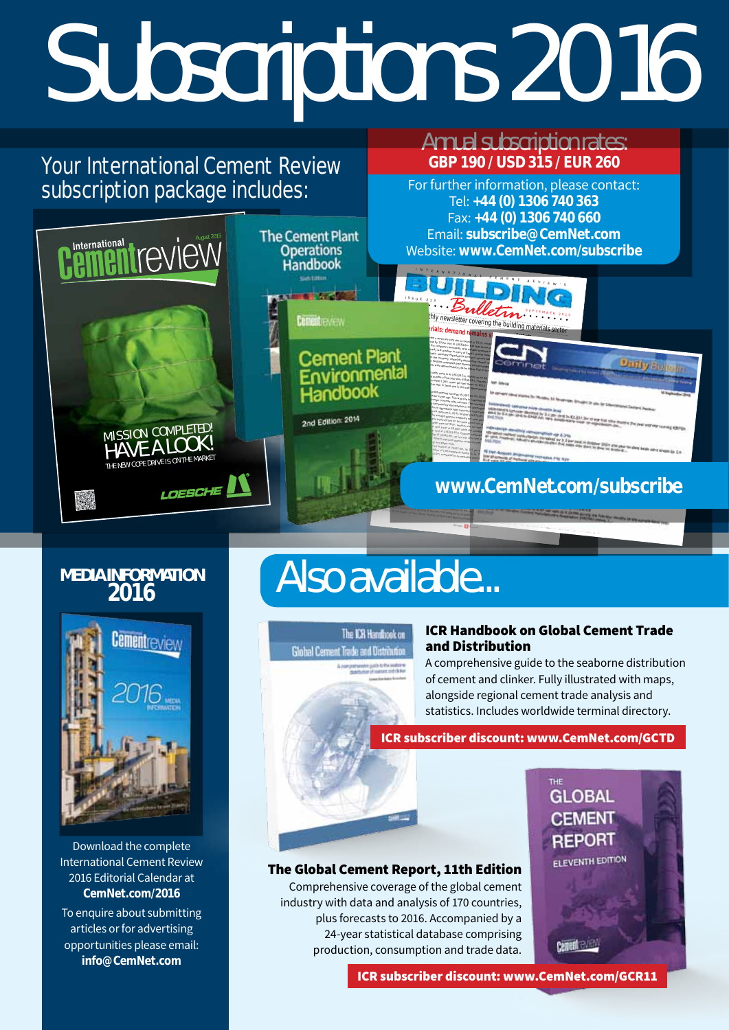# Subscriptions 2016

## Your International Cement Review subscription package includes:

### Annual subscription rates:

**GBP 190 / USD 315 / EUR 260**

For further information, please contact:
Tel: **+44 (0) 1306 740 363**
Fax: **+44 (0) 1306 740 660**
Email: **subscribe@CemNet.com**
Website: **www.CemNet.com/subscribe**

**www.CemNet.com/subscribe**

## MEDIA INFORMATION 2016

Download the complete International Cement Review 2016 Editorial Calendar at **CemNet.com/2016**

To enquire about submitting articles or for advertising opportunities please email: **info@CemNet.com**

## Also available...

### ICR Handbook on Global Cement Trade and Distribution

A comprehensive guide to the seaborne distribution of cement and clinker. Fully illustrated with maps, alongside regional cement trade analysis and statistics. Includes worldwide terminal directory.

**ICR subscriber discount: www.CemNet.com/GCTD**

### The Global Cement Report, 11th Edition

Comprehensive coverage of the global cement industry with data and analysis of 170 countries, plus forecasts to 2016. Accompanied by a 24-year statistical database comprising production, consumption and trade data.

**ICR subscriber discount: www.CemNet.com/GCR11**